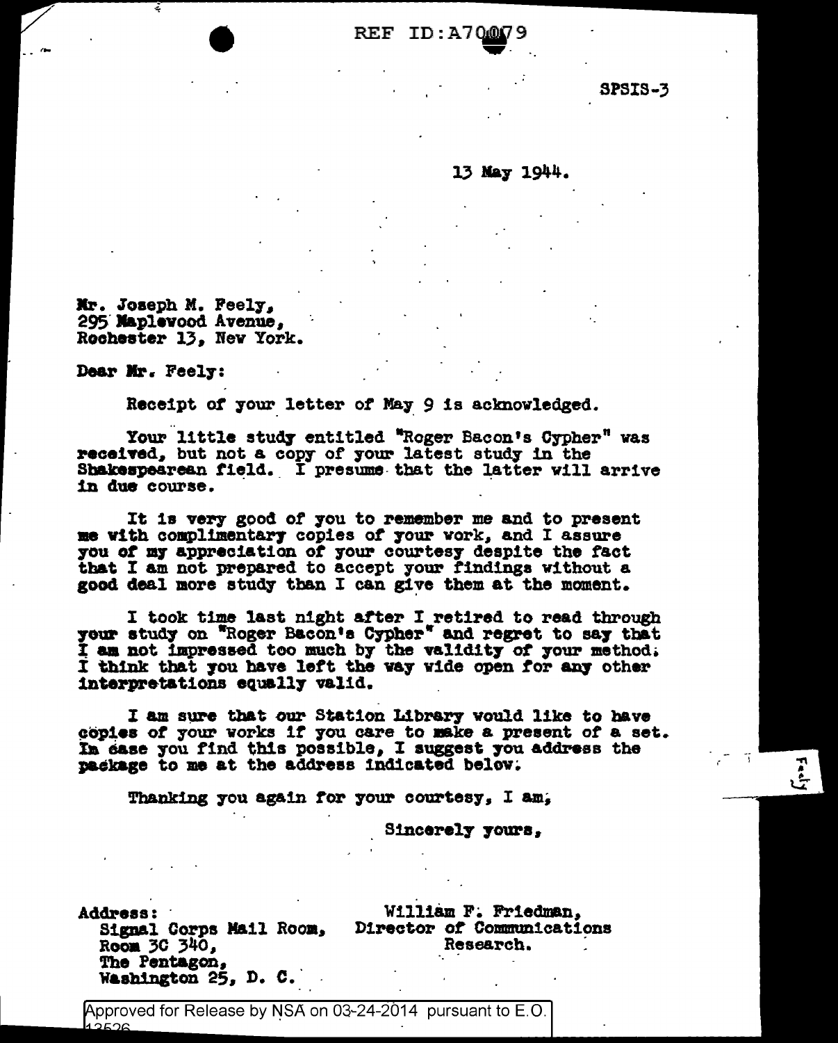REF ID:A70079

SPSIS-3

13 May 1944.

Mr. Joseph M. Feely,
295 Maplewood Avenue,
Rochester 13, New York.

Dear Mr. Feely:

Receipt of your letter of May 9 is acknowledged.

Your little study entitled "Roger Bacon's Cypher" was received, but not a copy of your latest study in the Shakespearean field. I presume that the latter will arrive in due course.

It is very good of you to remember me and to present me with complimentary copies of your work, and I assure you of my appreciation of your courtesy despite the fact that I am not prepared to accept your findings without a good deal more study than I can give them at the moment.

I took time last night after I retired to read through your study on "Roger Bacon's Cypher" and regret to say that I am not impressed too much by the validity of your method. I think that you have left the way wide open for any other interpretations equally valid.

I am sure that our Station Library would like to have copies of your works if you care to make a present of a set. In case you find this possible, I suggest you address the package to me at the address indicated below.

Thanking you again for your courtesy, I am,

Sincerely yours,

William F. Friedman,
Director of Communications
Research.

Address:
Signal Corps Mail Room,
Room 3C 340,
The Pentagon,
Washington 25, D. C.

Feely

Approved for Release by NSA on 03-24-2014 pursuant to E.O. 13526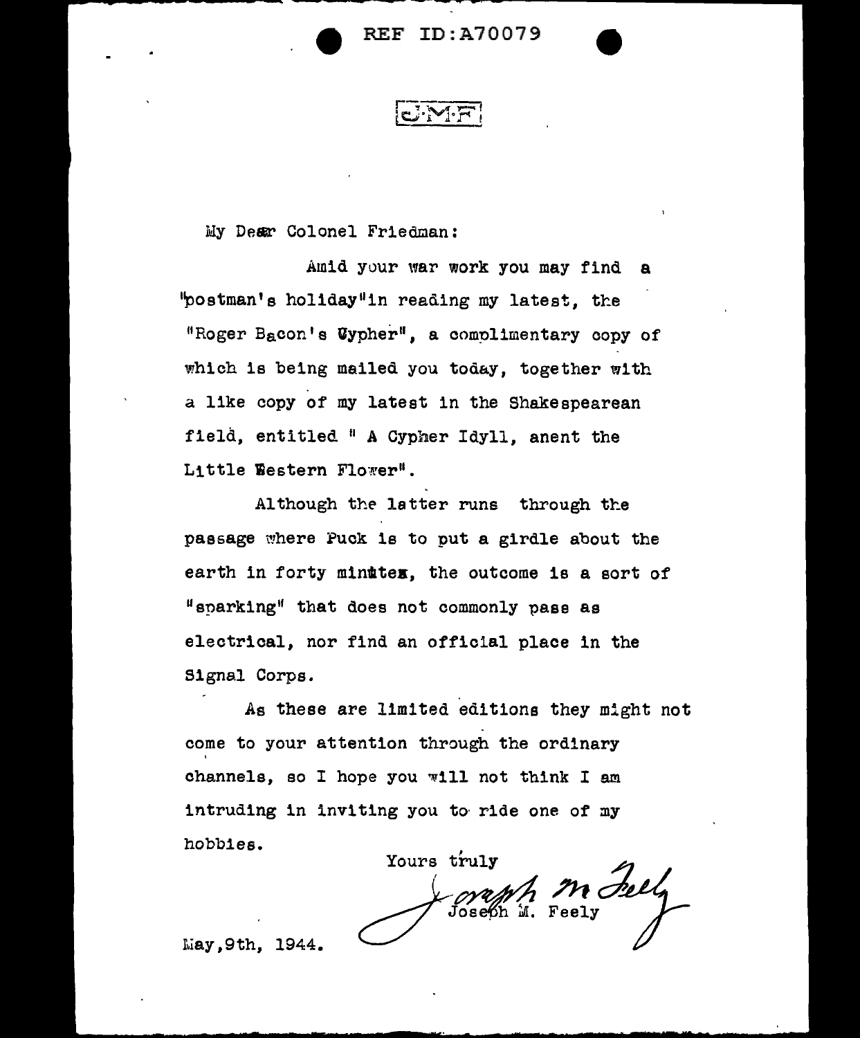J.M.F

My Dear Colonel Friedman:

Amid your war work you may find a "postman's holiday" in reading my latest, the "Roger Bacon's Cypher", a complimentary copy of which is being mailed you today, together with a like copy of my latest in the Shakespearean field, entitled " A Cypher Idyll, anent the Little Western Flower".

Although the latter runs through the passage where Puck is to put a girdle about the earth in forty minutes, the outcome is a sort of "sparking" that does not commonly pass as electrical, nor find an official place in the Signal Corps.

As these are limited editions they might not come to your attention through the ordinary channels, so I hope you will not think I am intruding in inviting you to ride one of my hobbies.

Yours truly

Joseph M. Feely

Joseph M. Feely

May, 9th, 1944.